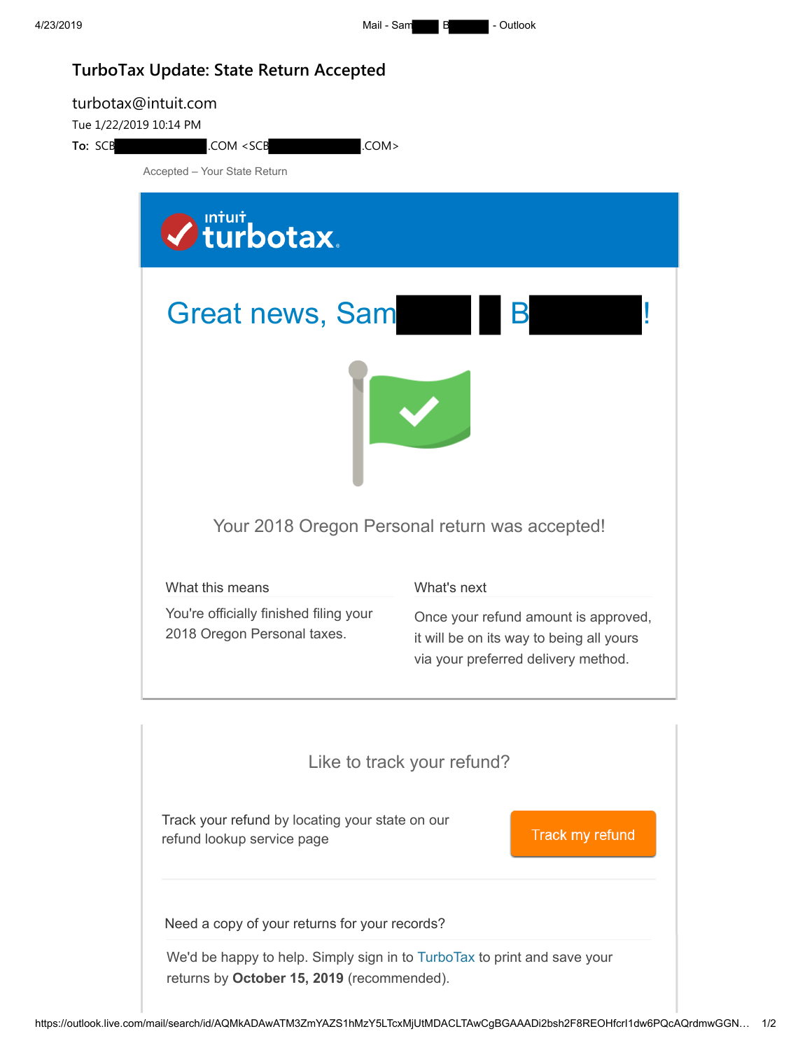# TurboTax Update: State Return Accepted

turbotax@intuit.com

Tue 1/22/2019 10:14 PM

**To:** SCB .COM <SCB .COM>

Accepted – Your State Return

intuit turbotax

## Great news, Sam B !

Your 2018 Oregon Personal return was accepted!

**What this means**

You're officially finished filing your 2018 Oregon Personal taxes.

**What's next**

Once your refund amount is approved, it will be on its way to being all yours via your preferred delivery method.

## Like to track your refund?

Track your refund by locating your state on our refund lookup service page

Track my refund

**Need a copy of your returns for your records?**

We'd be happy to help. Simply sign in to TurboTax to print and save your returns by **October 15, 2019** (recommended).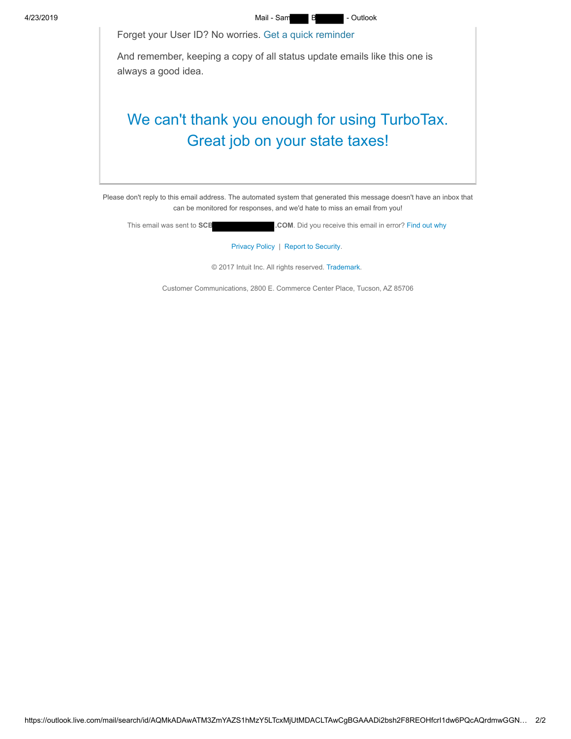Forget your User ID? No worries. Get a quick reminder

And remember, keeping a copy of all status update emails like this one is always a good idea.

## We can't thank you enough for using TurboTax. Great job on your state taxes!

Please don't reply to this email address. The automated system that generated this message doesn't have an inbox that can be monitored for responses, and we'd hate to miss an email from you!

This email was sent to **SCB████████.COM**. Did you receive this email in error? Find out why

Privacy Policy | Report to Security.

© 2017 Intuit Inc. All rights reserved. Trademark.

Customer Communications, 2800 E. Commerce Center Place, Tucson, AZ 85706